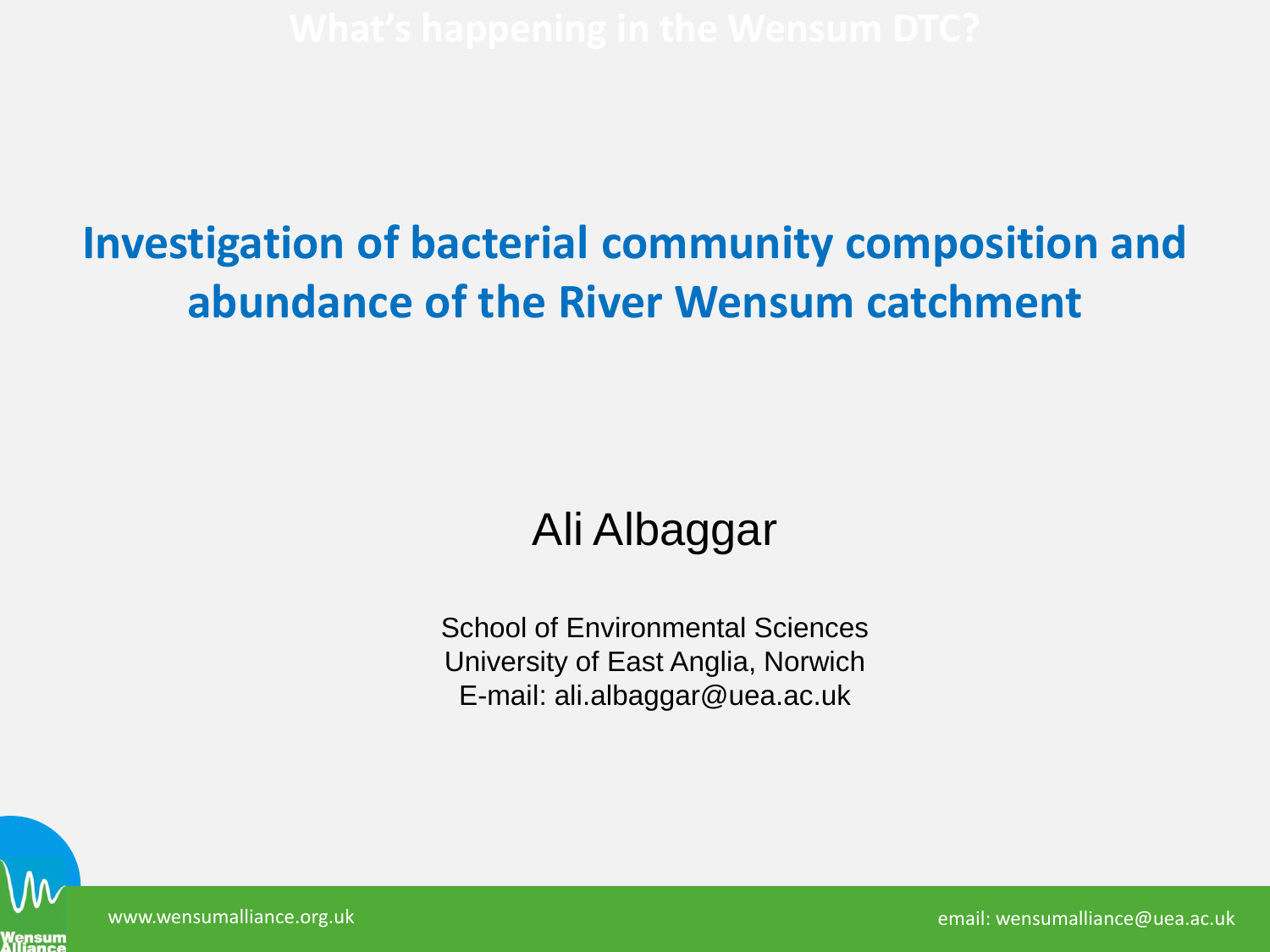# Investigation of bacterial community composition and abundance of the River Wensum catchment

Ali Albaggar

School of Environmental Sciences
University of East Anglia, Norwich
E-mail: ali.albaggar@uea.ac.uk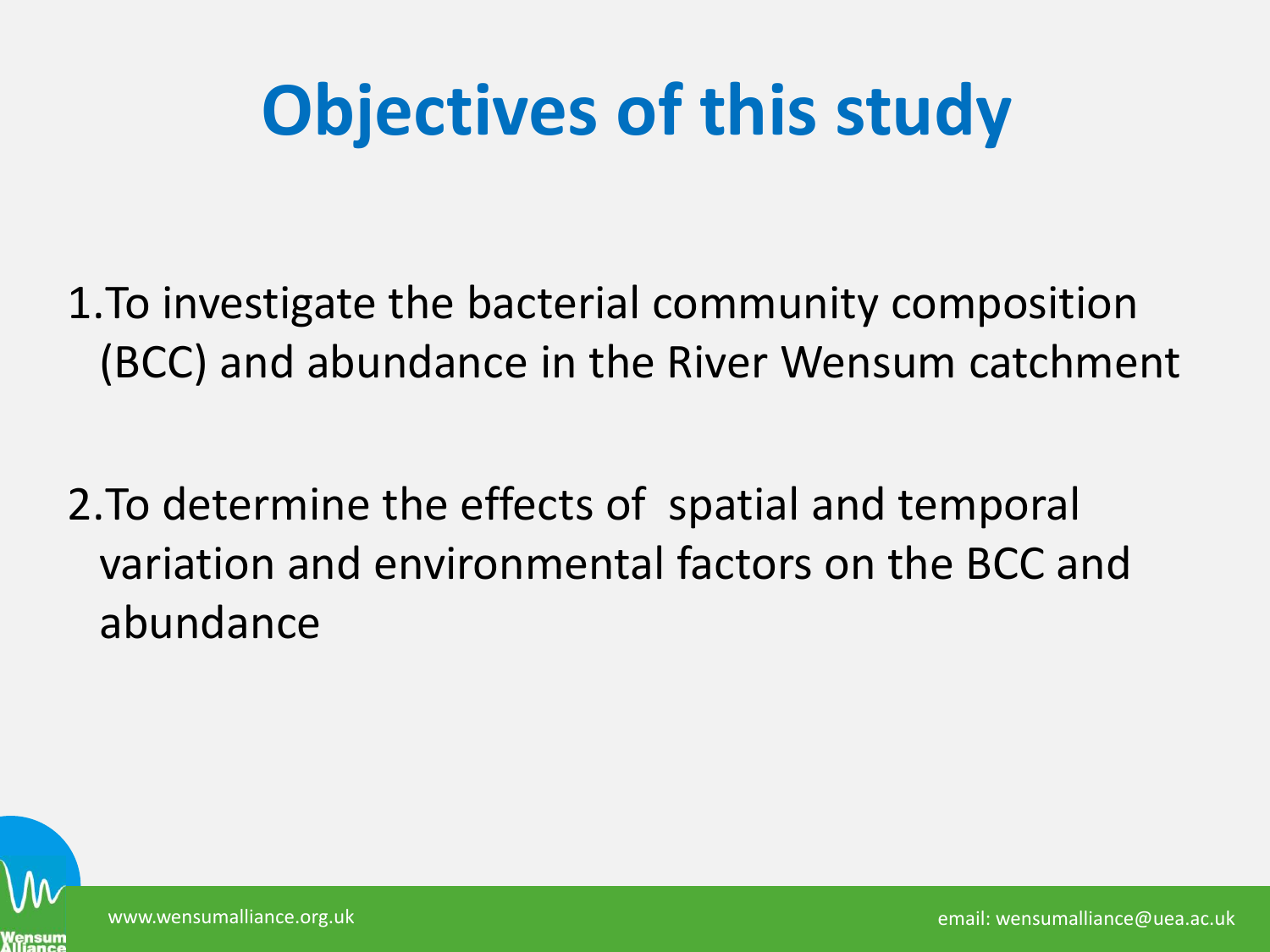# Objectives of this study

1. To investigate the bacterial community composition (BCC) and abundance in the River Wensum catchment

2. To determine the effects of spatial and temporal variation and environmental factors on the BCC and abundance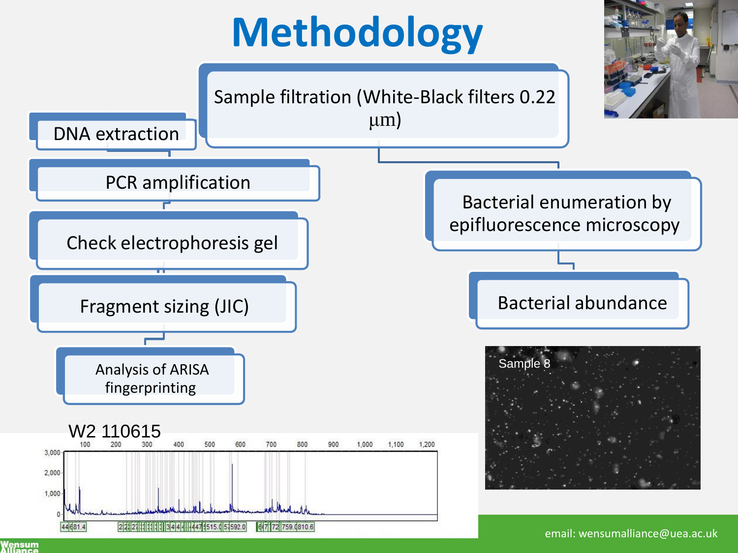# Methodology

Sample filtration (White-Black filters 0.22 μm)

- DNA extraction
- PCR amplification
- Check electrophoresis gel
- Fragment sizing (JIC)
- Analysis of ARISA fingerprinting

- Bacterial enumeration by epifluorescence microscopy
- Bacterial abundance

W2 110615

Sample 8

email: wensumalliance@uea.ac.uk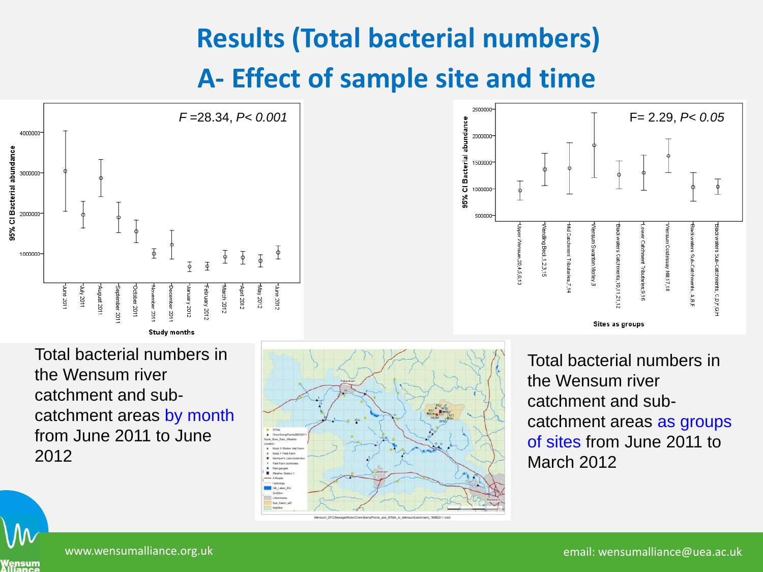# Results (Total bacterial numbers)

## A- Effect of sample site and time

$F = 28.34$, $P < 0.001$

95% CI Bacterial abundance

Study months: June 2011, July 2011, August 2011, September 2011, October 2011, November 2011, December 2011, January 2012, February 2012, March 2012, April 2012, May 2012, June 2012

$F = 2.29$, $P < 0.05$

95% CI Bacterial abundance

Sites as groups: Upper Wensum,20,4,5,6,13; Wendling Beck,1,2,3,15; Mid Catchment Tributaries,7,14; Wensum Swanton Morley,8; Blackwaters Catchments,10,11,21,12; Lower Catchment Tributaries,9,16; Wensum Costessay Mill,17,18; Blackwaters Sub-Catchments, A,B,F; Blackwaters Sub-Catchments, C,D,F,G,H

Total bacterial numbers in the Wensum river catchment and sub-catchment areas by month from June 2011 to June 2012

Total bacterial numbers in the Wensum river catchment and sub-catchment areas as groups of sites from June 2011 to March 2012

www.wensumalliance.org.uk

email: wensumalliance@uea.ac.uk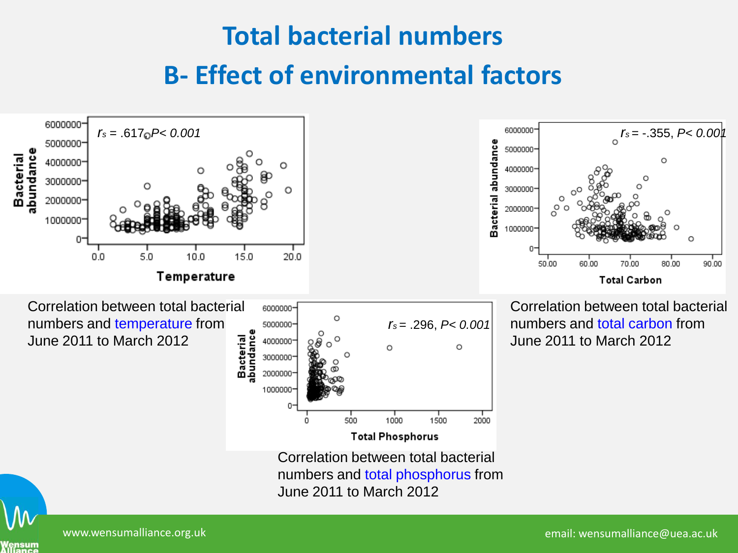# Total bacterial numbers

## B- Effect of environmental factors

$r_s$ = .617, $P < 0.001$

Correlation between total bacterial numbers and temperature from June 2011 to March 2012

$r_s$ = -.355, $P < 0.001$

Correlation between total bacterial numbers and total carbon from June 2011 to March 2012

$r_s$ = .296, $P < 0.001$

Correlation between total bacterial numbers and total phosphorus from June 2011 to March 2012

www.wensumalliance.org.uk

email: wensumalliance@uea.ac.uk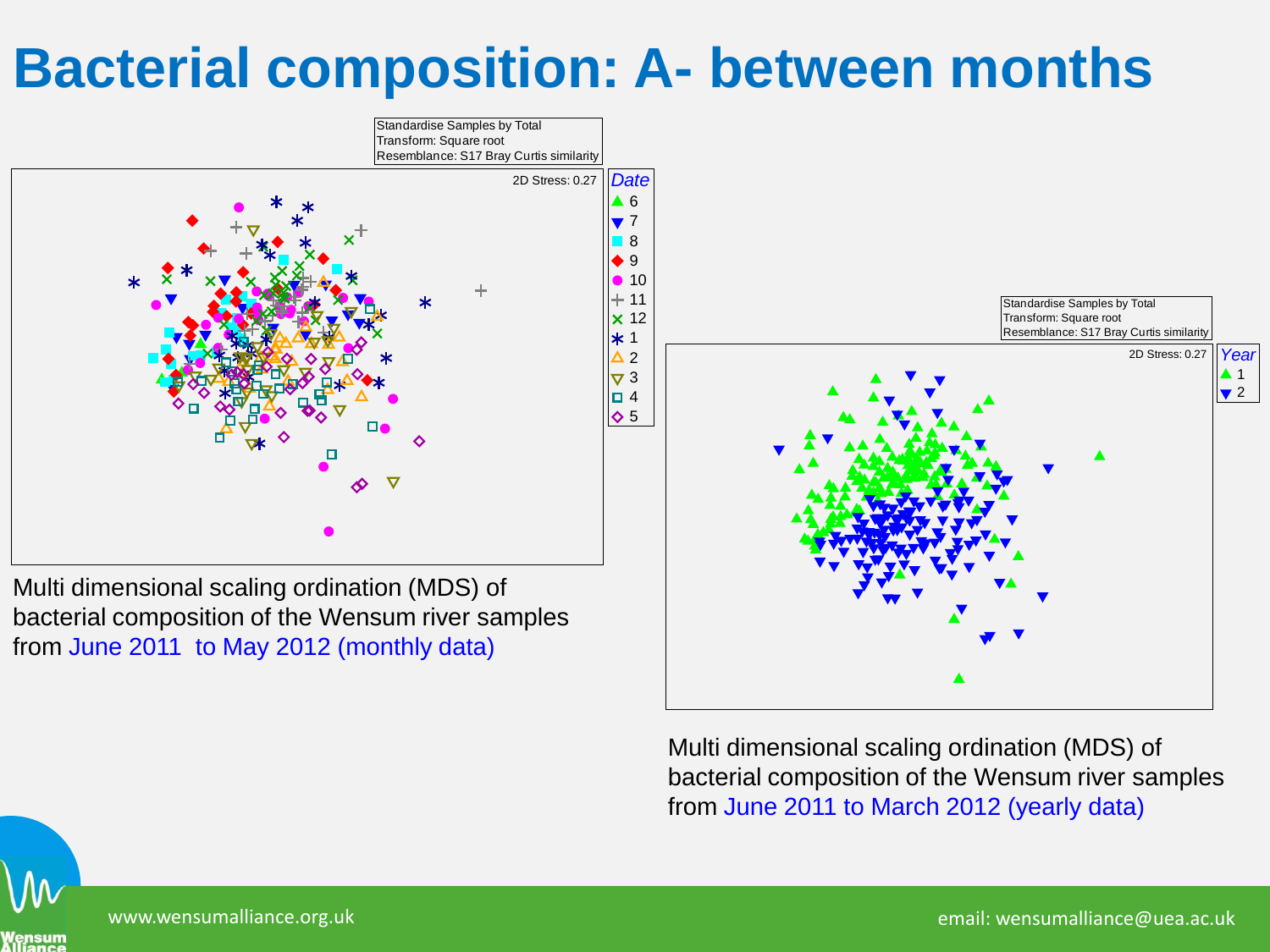# Bacterial composition: A- between months

Standardise Samples by Total
Transform: Square root
Resemblance: S17 Bray Curtis similarity

2D Stress: 0.27

Date: 6, 7, 8, 9, 10, 11, 12, 1, 2, 3, 4, 5

Multi dimensional scaling ordination (MDS) of bacterial composition of the Wensum river samples from June 2011 to May 2012 (monthly data)

Standardise Samples by Total
Transform: Square root
Resemblance: S17 Bray Curtis similarity

2D Stress: 0.27

Year: 1, 2

Multi dimensional scaling ordination (MDS) of bacterial composition of the Wensum river samples from June 2011 to March 2012 (yearly data)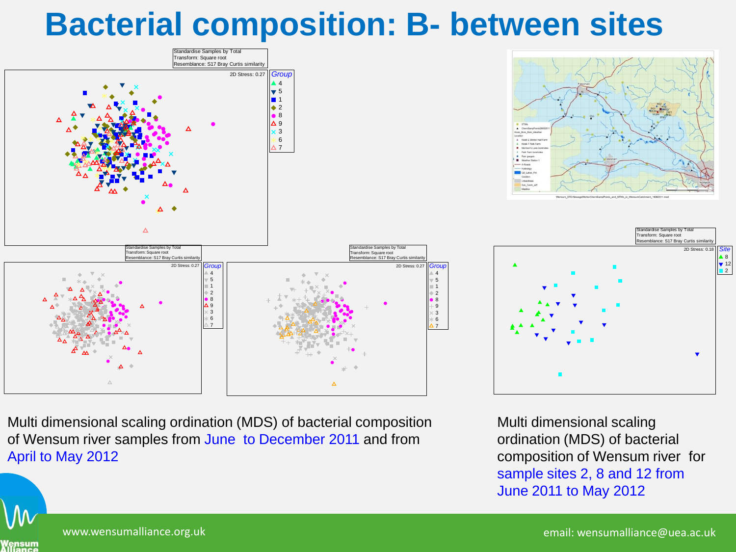# Bacterial composition: B- between sites

Multi dimensional scaling ordination (MDS) of bacterial composition of Wensum river samples from June to December 2011 and from April to May 2012

Multi dimensional scaling ordination (MDS) of bacterial composition of Wensum river for sample sites 2, 8 and 12 from June 2011 to May 2012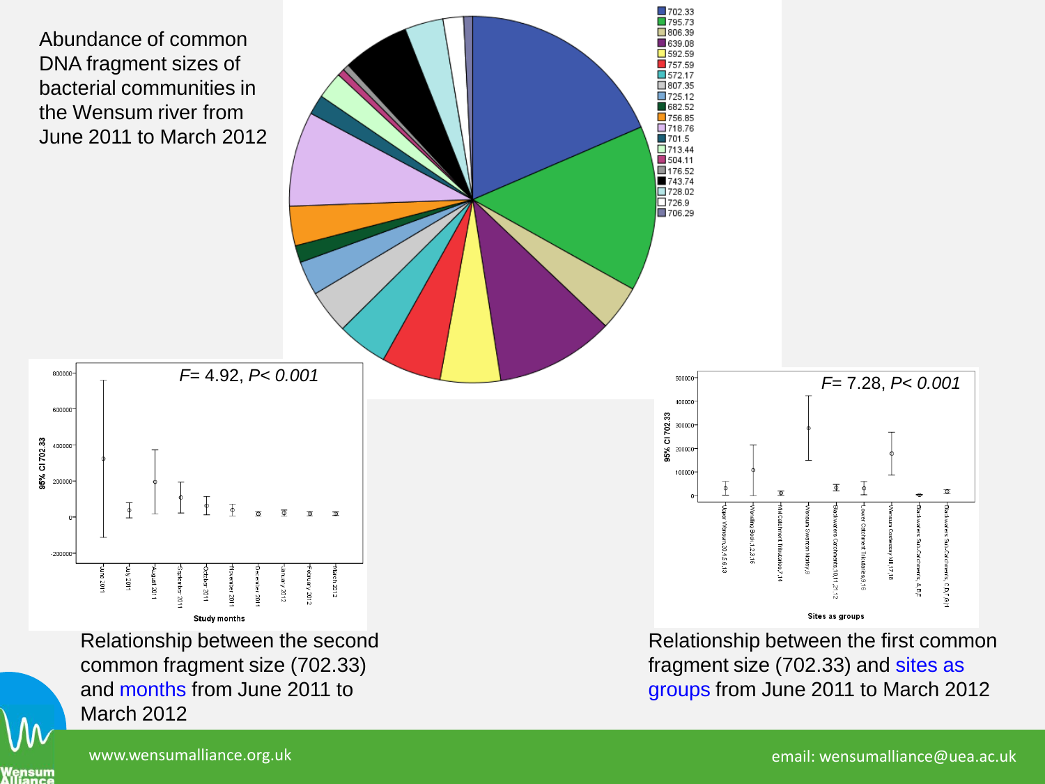Abundance of common DNA fragment sizes of bacterial communities in the Wensum river from June 2011 to March 2012

702.33
795.73
806.39
639.08
592.59
757.59
572.17
807.35
725.12
682.52
756.85
718.76
701.5
713.44
504.11
176.52
743.74
728.02
726.9
706.29

$F = 4.92$, $P < 0.001$

95% CI 702.33

Study months

June 2011, July 2011, August 2011, September 2011, October 2011, November 2011, December 2011, January 2012, February 2012, March 2012

Relationship between the second common fragment size (702.33) and months from June 2011 to March 2012

$F = 7.28$, $P < 0.001$

95% CI 702.33

Sites as groups

Upper Wensum,20,4,5,6,13; Wendling Beck,1,2,3,15; Mid Catchment Tributaries,7,14; Wensum Swanton Morley,8; Blackwaters Catchments,10,11,21,12; Lower Catchment Tributaries,9,16; Wensum Costessey Mill 17,18; Blackwaters Sub-Catchments, A,B,E; Blackwaters Sub-Catchments, C,D,F,G,H

Relationship between the first common fragment size (702.33) and sites as groups from June 2011 to March 2012

www.wensumalliance.org.uk

email: wensumalliance@uea.ac.uk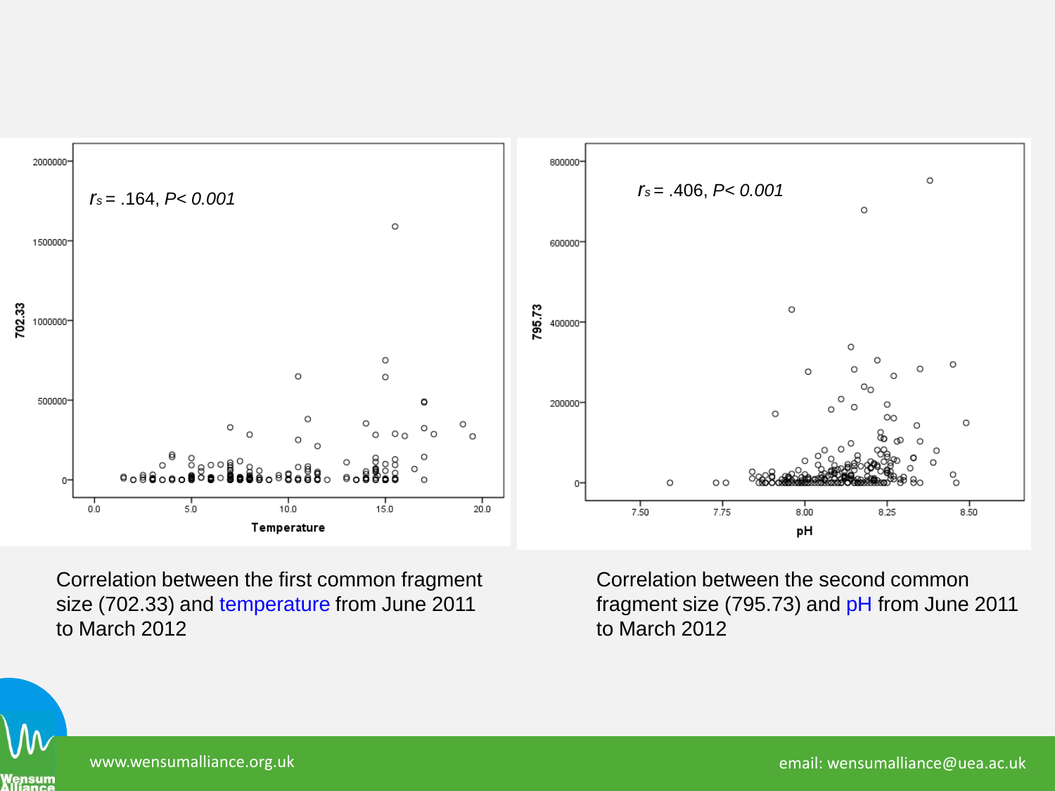$r_s = .164$, $P < 0.001$

Correlation between the first common fragment size (702.33) and temperature from June 2011 to March 2012

$r_s = .406$, $P < 0.001$

Correlation between the second common fragment size (795.73) and pH from June 2011 to March 2012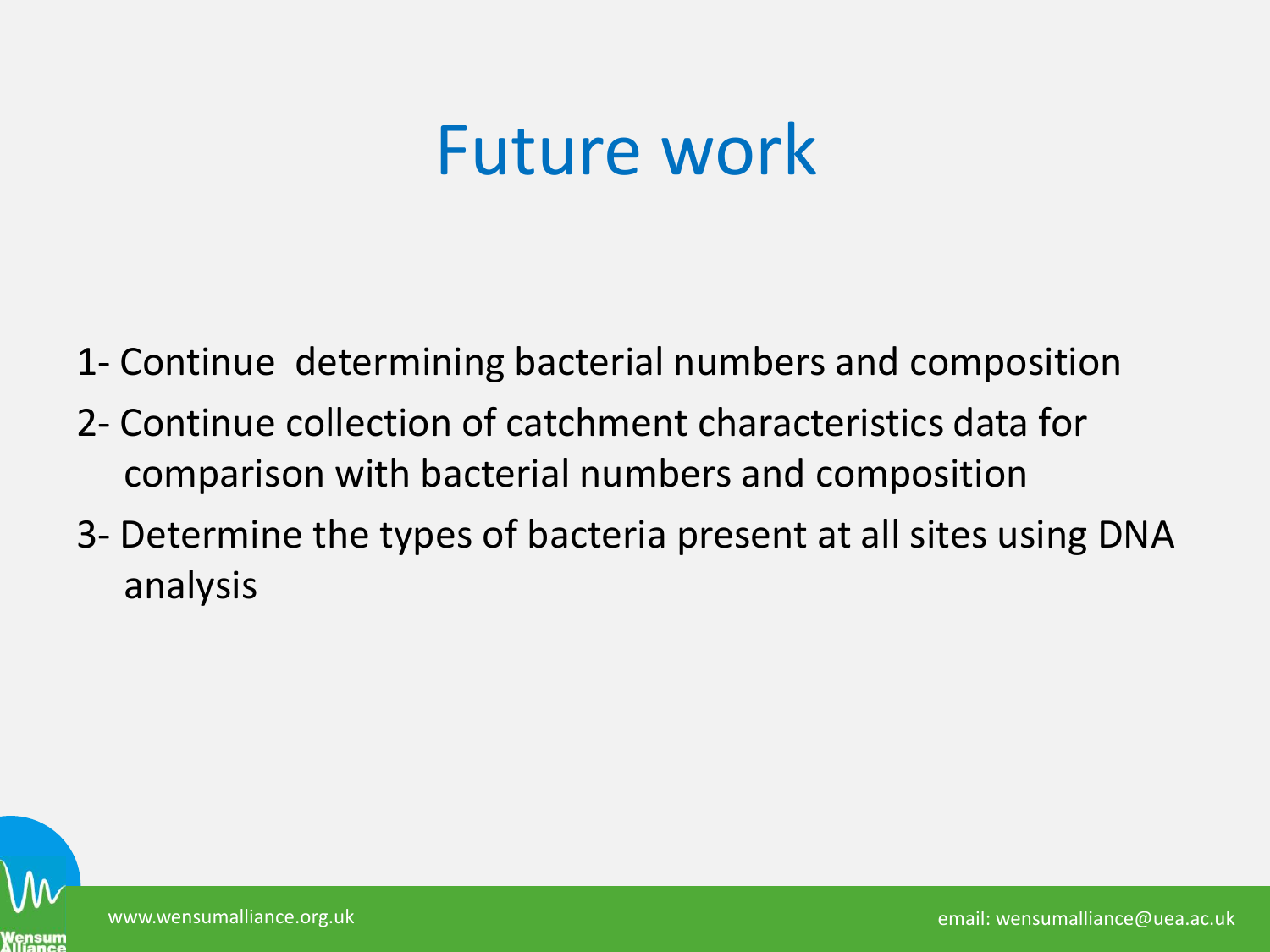# Future work

1- Continue determining bacterial numbers and composition

2- Continue collection of catchment characteristics data for comparison with bacterial numbers and composition

3- Determine the types of bacteria present at all sites using DNA analysis